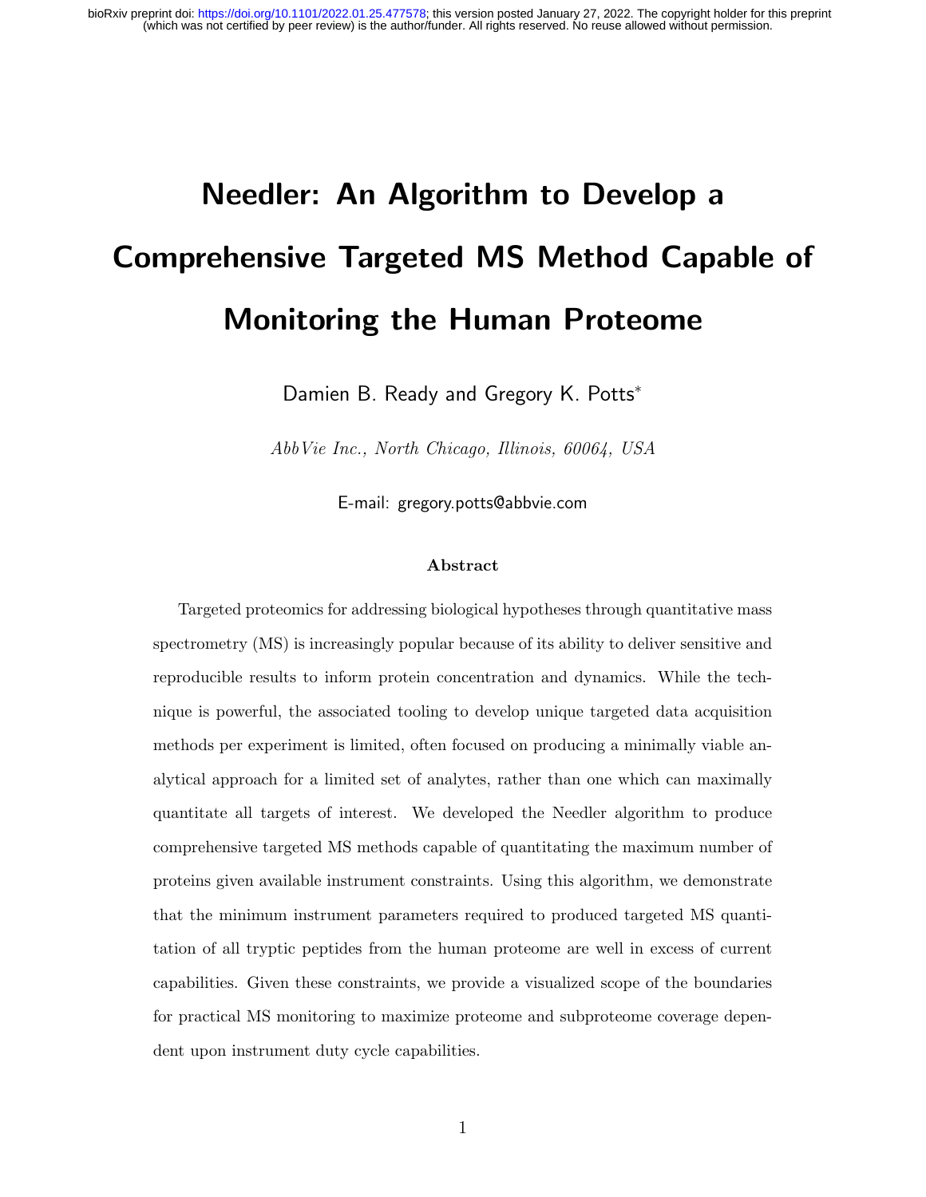# Needler: An Algorithm to Develop a Comprehensive Targeted MS Method Capable of Monitoring the Human Proteome

Damien B. Ready and Gregory K. Potts*

*AbbVie Inc., North Chicago, Illinois, 60064, USA*

E-mail: gregory.potts@abbvie.com

### Abstract

Targeted proteomics for addressing biological hypotheses through quantitative mass spectrometry (MS) is increasingly popular because of its ability to deliver sensitive and reproducible results to inform protein concentration and dynamics. While the technique is powerful, the associated tooling to develop unique targeted data acquisition methods per experiment is limited, often focused on producing a minimally viable analytical approach for a limited set of analytes, rather than one which can maximally quantitate all targets of interest. We developed the Needler algorithm to produce comprehensive targeted MS methods capable of quantitating the maximum number of proteins given available instrument constraints. Using this algorithm, we demonstrate that the minimum instrument parameters required to produced targeted MS quantitation of all tryptic peptides from the human proteome are well in excess of current capabilities. Given these constraints, we provide a visualized scope of the boundaries for practical MS monitoring to maximize proteome and subproteome coverage dependent upon instrument duty cycle capabilities.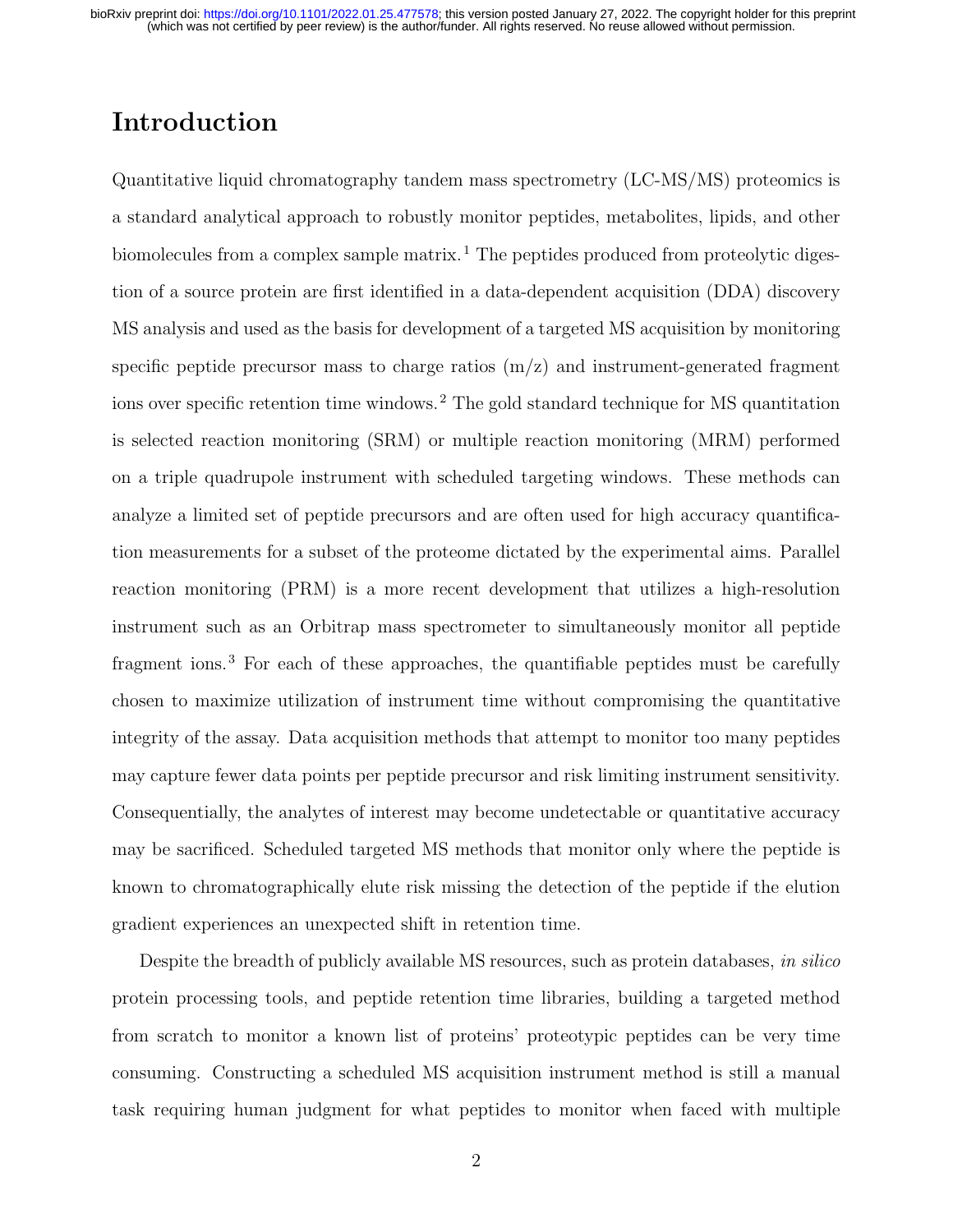# Introduction

Quantitative liquid chromatography tandem mass spectrometry (LC-MS/MS) proteomics is a standard analytical approach to robustly monitor peptides, metabolites, lipids, and other biomolecules from a complex sample matrix.[1] The peptides produced from proteolytic digestion of a source protein are first identified in a data-dependent acquisition (DDA) discovery MS analysis and used as the basis for development of a targeted MS acquisition by monitoring specific peptide precursor mass to charge ratios (m/z) and instrument-generated fragment ions over specific retention time windows.[2] The gold standard technique for MS quantitation is selected reaction monitoring (SRM) or multiple reaction monitoring (MRM) performed on a triple quadrupole instrument with scheduled targeting windows. These methods can analyze a limited set of peptide precursors and are often used for high accuracy quantification measurements for a subset of the proteome dictated by the experimental aims. Parallel reaction monitoring (PRM) is a more recent development that utilizes a high-resolution instrument such as an Orbitrap mass spectrometer to simultaneously monitor all peptide fragment ions.[3] For each of these approaches, the quantifiable peptides must be carefully chosen to maximize utilization of instrument time without compromising the quantitative integrity of the assay. Data acquisition methods that attempt to monitor too many peptides may capture fewer data points per peptide precursor and risk limiting instrument sensitivity. Consequentially, the analytes of interest may become undetectable or quantitative accuracy may be sacrificed. Scheduled targeted MS methods that monitor only where the peptide is known to chromatographically elute risk missing the detection of the peptide if the elution gradient experiences an unexpected shift in retention time.

Despite the breadth of publicly available MS resources, such as protein databases, *in silico* protein processing tools, and peptide retention time libraries, building a targeted method from scratch to monitor a known list of proteins' proteotypic peptides can be very time consuming. Constructing a scheduled MS acquisition instrument method is still a manual task requiring human judgment for what peptides to monitor when faced with multiple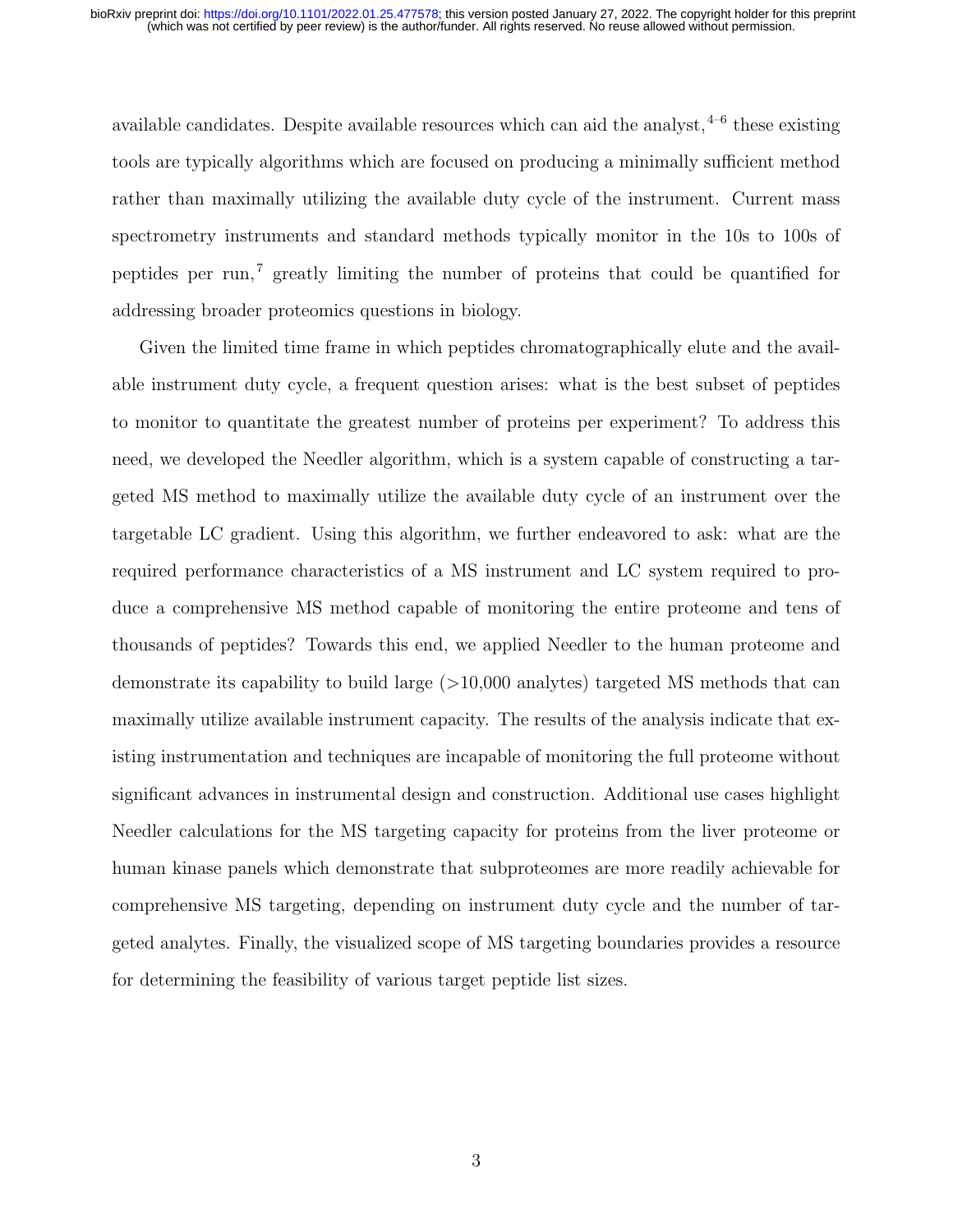available candidates. Despite available resources which can aid the analyst,[4–6] these existing tools are typically algorithms which are focused on producing a minimally sufficient method rather than maximally utilizing the available duty cycle of the instrument. Current mass spectrometry instruments and standard methods typically monitor in the 10s to 100s of peptides per run,[7] greatly limiting the number of proteins that could be quantified for addressing broader proteomics questions in biology.

Given the limited time frame in which peptides chromatographically elute and the available instrument duty cycle, a frequent question arises: what is the best subset of peptides to monitor to quantitate the greatest number of proteins per experiment? To address this need, we developed the Needler algorithm, which is a system capable of constructing a targeted MS method to maximally utilize the available duty cycle of an instrument over the targetable LC gradient. Using this algorithm, we further endeavored to ask: what are the required performance characteristics of a MS instrument and LC system required to produce a comprehensive MS method capable of monitoring the entire proteome and tens of thousands of peptides? Towards this end, we applied Needler to the human proteome and demonstrate its capability to build large (>10,000 analytes) targeted MS methods that can maximally utilize available instrument capacity. The results of the analysis indicate that existing instrumentation and techniques are incapable of monitoring the full proteome without significant advances in instrumental design and construction. Additional use cases highlight Needler calculations for the MS targeting capacity for proteins from the liver proteome or human kinase panels which demonstrate that subproteomes are more readily achievable for comprehensive MS targeting, depending on instrument duty cycle and the number of targeted analytes. Finally, the visualized scope of MS targeting boundaries provides a resource for determining the feasibility of various target peptide list sizes.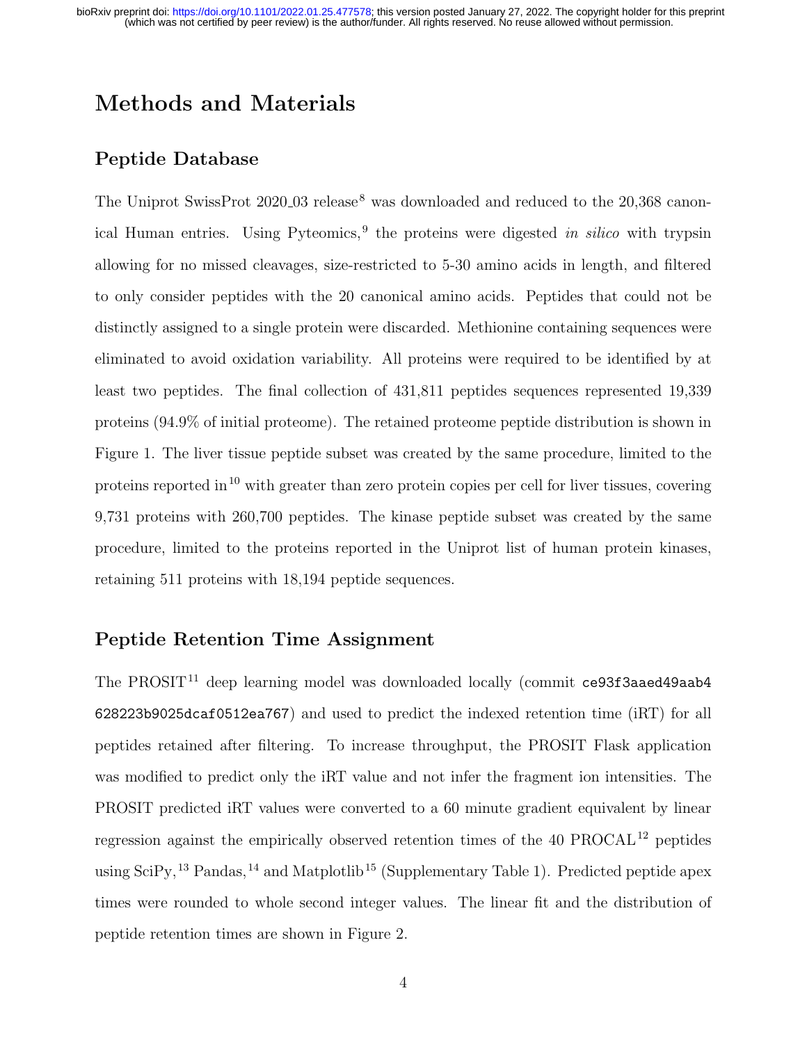# Methods and Materials

## Peptide Database

The Uniprot SwissProt 2020_03 release[8] was downloaded and reduced to the 20,368 canonical Human entries. Using Pyteomics,[9] the proteins were digested *in silico* with trypsin allowing for no missed cleavages, size-restricted to 5-30 amino acids in length, and filtered to only consider peptides with the 20 canonical amino acids. Peptides that could not be distinctly assigned to a single protein were discarded. Methionine containing sequences were eliminated to avoid oxidation variability. All proteins were required to be identified by at least two peptides. The final collection of 431,811 peptides sequences represented 19,339 proteins (94.9% of initial proteome). The retained proteome peptide distribution is shown in Figure 1. The liver tissue peptide subset was created by the same procedure, limited to the proteins reported in[10] with greater than zero protein copies per cell for liver tissues, covering 9,731 proteins with 260,700 peptides. The kinase peptide subset was created by the same procedure, limited to the proteins reported in the Uniprot list of human protein kinases, retaining 511 proteins with 18,194 peptide sequences.

## Peptide Retention Time Assignment

The PROSIT[11] deep learning model was downloaded locally (commit `ce93f3aaed49aab4628223b9025dcaf0512ea767`) and used to predict the indexed retention time (iRT) for all peptides retained after filtering. To increase throughput, the PROSIT Flask application was modified to predict only the iRT value and not infer the fragment ion intensities. The PROSIT predicted iRT values were converted to a 60 minute gradient equivalent by linear regression against the empirically observed retention times of the 40 PROCAL[12] peptides using SciPy,[13] Pandas,[14] and Matplotlib[15] (Supplementary Table 1). Predicted peptide apex times were rounded to whole second integer values. The linear fit and the distribution of peptide retention times are shown in Figure 2.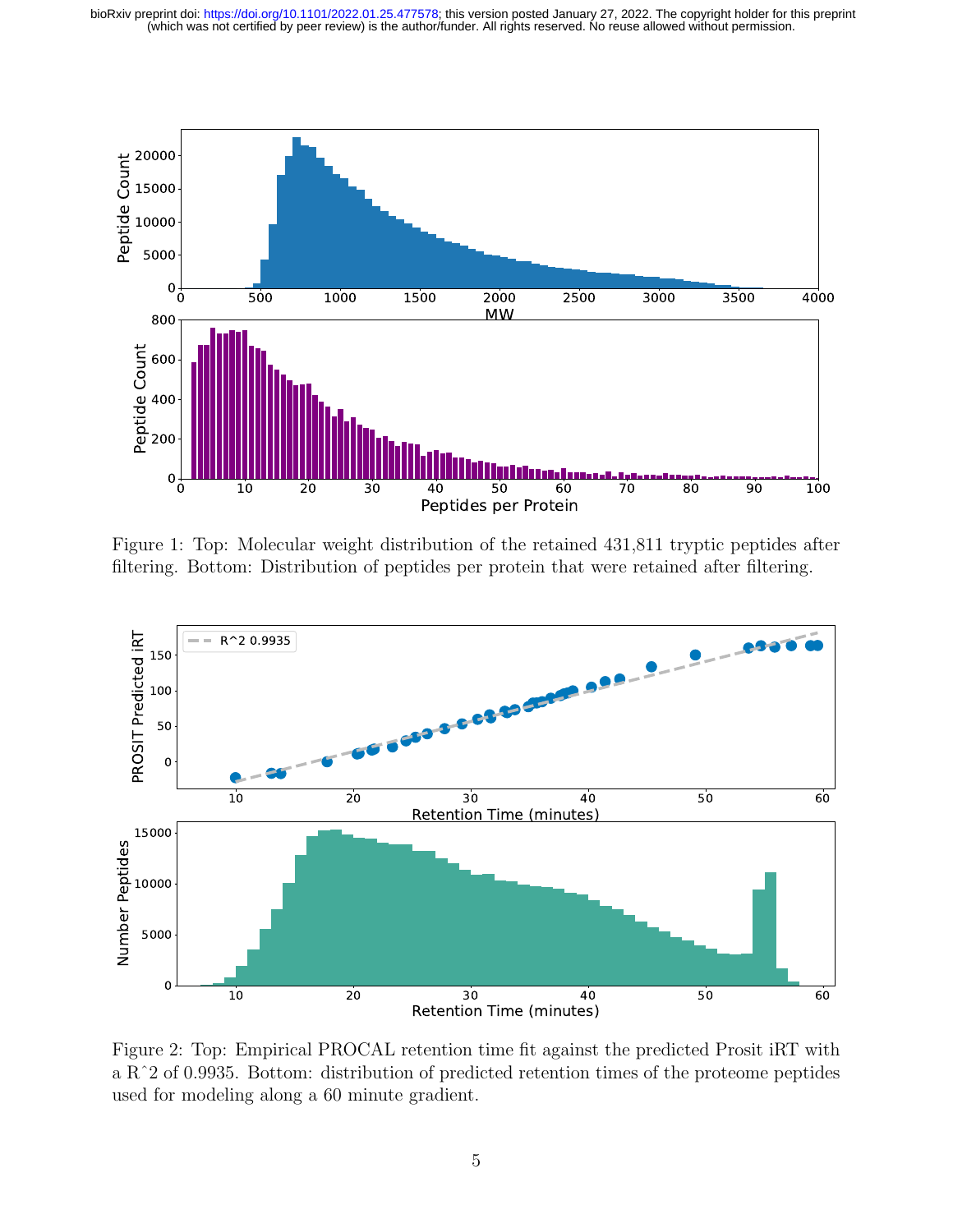Figure 1: Top: Molecular weight distribution of the retained 431,811 tryptic peptides after filtering. Bottom: Distribution of peptides per protein that were retained after filtering.

Figure 2: Top: Empirical PROCAL retention time fit against the predicted Prosit iRT with a R^2 of 0.9935. Bottom: distribution of predicted retention times of the proteome peptides used for modeling along a 60 minute gradient.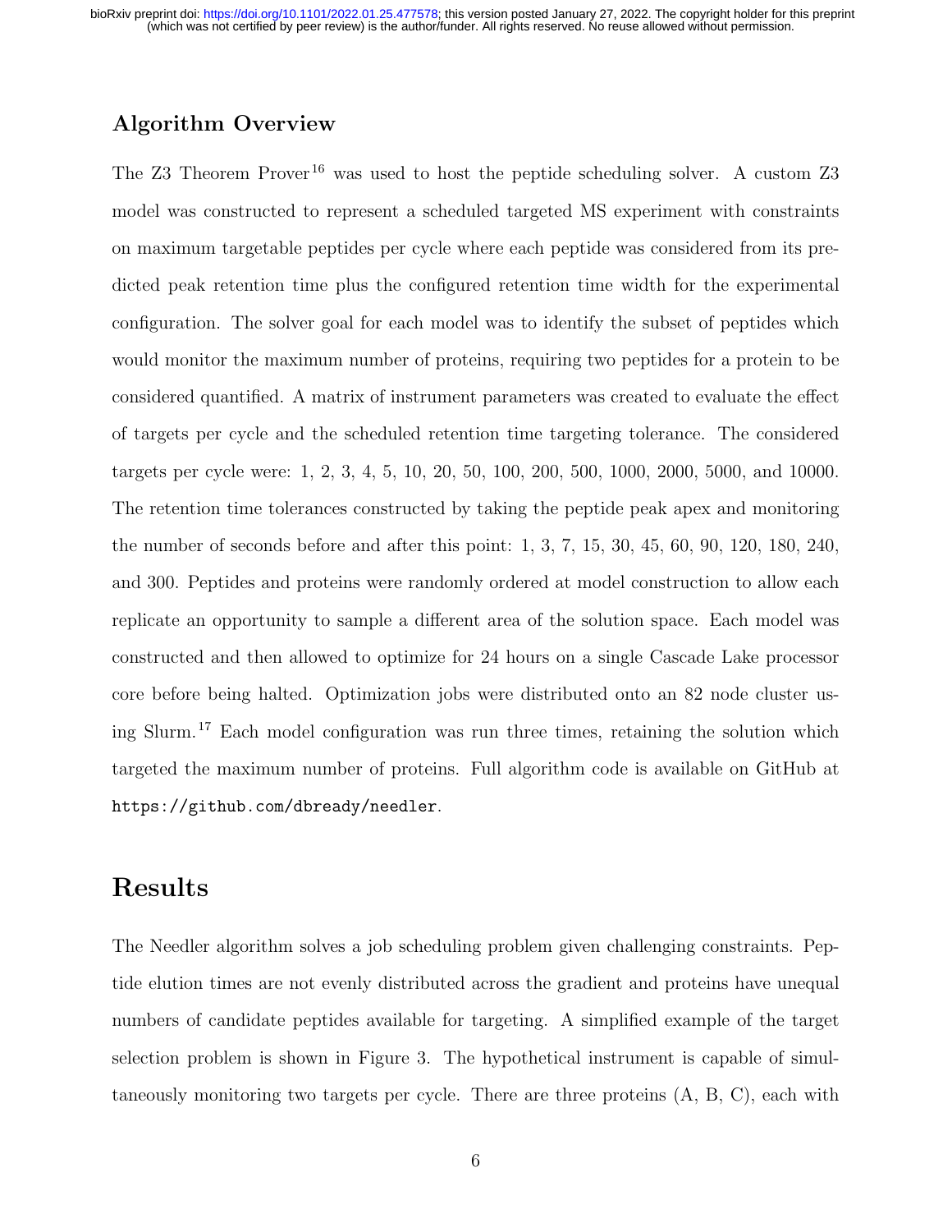## Algorithm Overview

The Z3 Theorem Prover[16] was used to host the peptide scheduling solver. A custom Z3 model was constructed to represent a scheduled targeted MS experiment with constraints on maximum targetable peptides per cycle where each peptide was considered from its predicted peak retention time plus the configured retention time width for the experimental configuration. The solver goal for each model was to identify the subset of peptides which would monitor the maximum number of proteins, requiring two peptides for a protein to be considered quantified. A matrix of instrument parameters was created to evaluate the effect of targets per cycle and the scheduled retention time targeting tolerance. The considered targets per cycle were: 1, 2, 3, 4, 5, 10, 20, 50, 100, 200, 500, 1000, 2000, 5000, and 10000. The retention time tolerances constructed by taking the peptide peak apex and monitoring the number of seconds before and after this point: 1, 3, 7, 15, 30, 45, 60, 90, 120, 180, 240, and 300. Peptides and proteins were randomly ordered at model construction to allow each replicate an opportunity to sample a different area of the solution space. Each model was constructed and then allowed to optimize for 24 hours on a single Cascade Lake processor core before being halted. Optimization jobs were distributed onto an 82 node cluster using Slurm.[17] Each model configuration was run three times, retaining the solution which targeted the maximum number of proteins. Full algorithm code is available on GitHub at `https://github.com/dbready/needler`.

# Results

The Needler algorithm solves a job scheduling problem given challenging constraints. Peptide elution times are not evenly distributed across the gradient and proteins have unequal numbers of candidate peptides available for targeting. A simplified example of the target selection problem is shown in Figure 3. The hypothetical instrument is capable of simultaneously monitoring two targets per cycle. There are three proteins (A, B, C), each with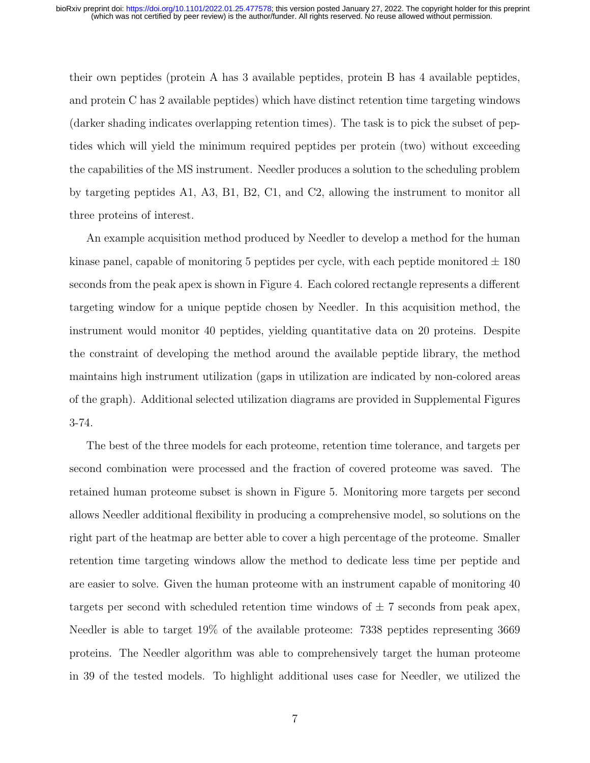their own peptides (protein A has 3 available peptides, protein B has 4 available peptides, and protein C has 2 available peptides) which have distinct retention time targeting windows (darker shading indicates overlapping retention times). The task is to pick the subset of peptides which will yield the minimum required peptides per protein (two) without exceeding the capabilities of the MS instrument. Needler produces a solution to the scheduling problem by targeting peptides A1, A3, B1, B2, C1, and C2, allowing the instrument to monitor all three proteins of interest.

An example acquisition method produced by Needler to develop a method for the human kinase panel, capable of monitoring 5 peptides per cycle, with each peptide monitored $\pm$ 180 seconds from the peak apex is shown in Figure 4. Each colored rectangle represents a different targeting window for a unique peptide chosen by Needler. In this acquisition method, the instrument would monitor 40 peptides, yielding quantitative data on 20 proteins. Despite the constraint of developing the method around the available peptide library, the method maintains high instrument utilization (gaps in utilization are indicated by non-colored areas of the graph). Additional selected utilization diagrams are provided in Supplemental Figures 3-74.

The best of the three models for each proteome, retention time tolerance, and targets per second combination were processed and the fraction of covered proteome was saved. The retained human proteome subset is shown in Figure 5. Monitoring more targets per second allows Needler additional flexibility in producing a comprehensive model, so solutions on the right part of the heatmap are better able to cover a high percentage of the proteome. Smaller retention time targeting windows allow the method to dedicate less time per peptide and are easier to solve. Given the human proteome with an instrument capable of monitoring 40 targets per second with scheduled retention time windows of $\pm$ 7 seconds from peak apex, Needler is able to target 19% of the available proteome: 7338 peptides representing 3669 proteins. The Needler algorithm was able to comprehensively target the human proteome in 39 of the tested models. To highlight additional uses case for Needler, we utilized the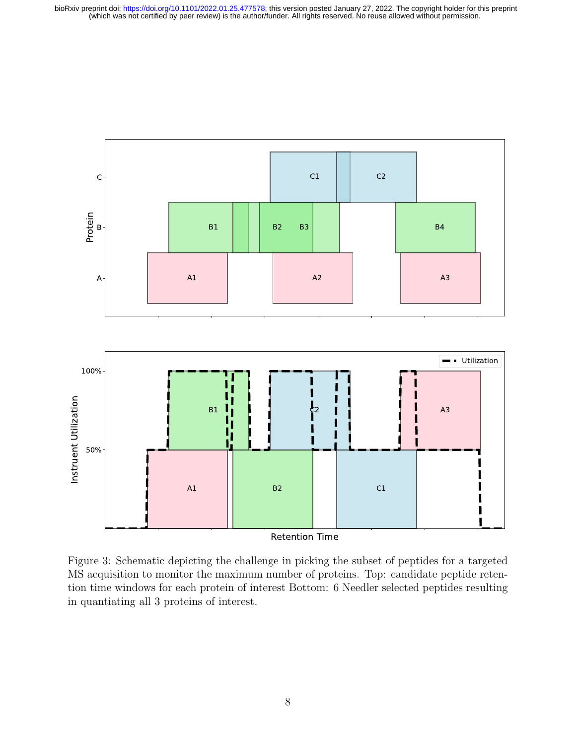Figure 3: Schematic depicting the challenge in picking the subset of peptides for a targeted MS acquisition to monitor the maximum number of proteins. Top: candidate peptide retention time windows for each protein of interest Bottom: 6 Needler selected peptides resulting in quantiating all 3 proteins of interest.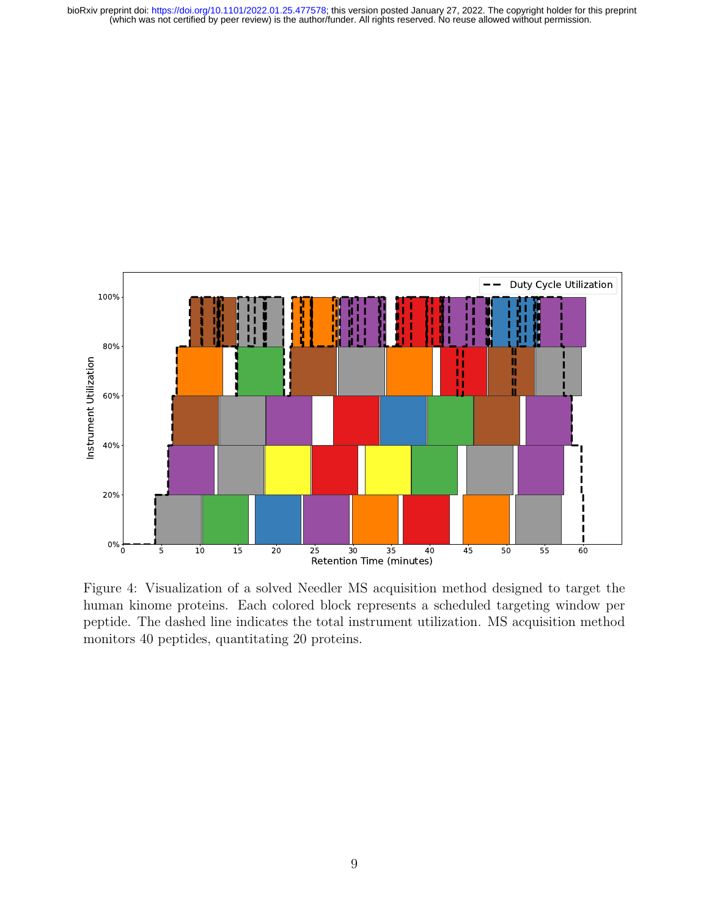Figure 4: Visualization of a solved Needler MS acquisition method designed to target the human kinome proteins. Each colored block represents a scheduled targeting window per peptide. The dashed line indicates the total instrument utilization. MS acquisition method monitors 40 peptides, quantitating 20 proteins.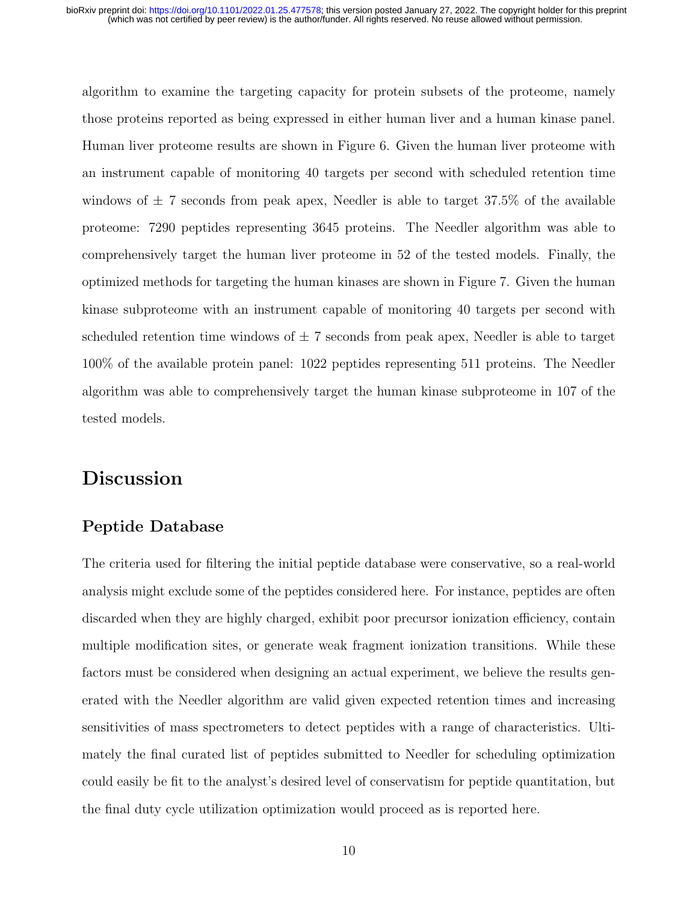algorithm to examine the targeting capacity for protein subsets of the proteome, namely those proteins reported as being expressed in either human liver and a human kinase panel. Human liver proteome results are shown in Figure 6. Given the human liver proteome with an instrument capable of monitoring 40 targets per second with scheduled retention time windows of ± 7 seconds from peak apex, Needler is able to target 37.5% of the available proteome: 7290 peptides representing 3645 proteins. The Needler algorithm was able to comprehensively target the human liver proteome in 52 of the tested models. Finally, the optimized methods for targeting the human kinases are shown in Figure 7. Given the human kinase subproteome with an instrument capable of monitoring 40 targets per second with scheduled retention time windows of ± 7 seconds from peak apex, Needler is able to target 100% of the available protein panel: 1022 peptides representing 511 proteins. The Needler algorithm was able to comprehensively target the human kinase subproteome in 107 of the tested models.

# Discussion

## Peptide Database

The criteria used for filtering the initial peptide database were conservative, so a real-world analysis might exclude some of the peptides considered here. For instance, peptides are often discarded when they are highly charged, exhibit poor precursor ionization efficiency, contain multiple modification sites, or generate weak fragment ionization transitions. While these factors must be considered when designing an actual experiment, we believe the results generated with the Needler algorithm are valid given expected retention times and increasing sensitivities of mass spectrometers to detect peptides with a range of characteristics. Ultimately the final curated list of peptides submitted to Needler for scheduling optimization could easily be fit to the analyst's desired level of conservatism for peptide quantitation, but the final duty cycle utilization optimization would proceed as is reported here.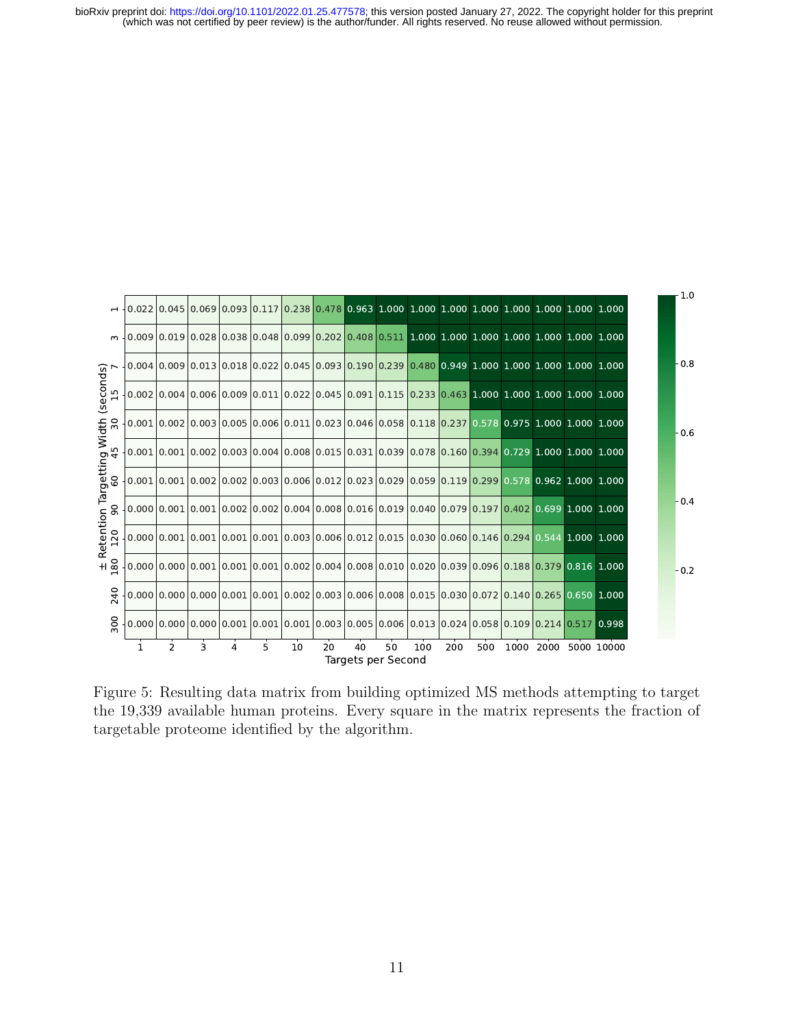| ± Retention Targetting Width (seconds) \ Targets per Second | 1 | 2 | 3 | 4 | 5 | 10 | 20 | 40 | 50 | 100 | 200 | 500 | 1000 | 2000 | 5000 | 10000 |
|---|---|---|---|---|---|---|---|---|---|---|---|---|---|---|---|---|
| 1 | 0.022 | 0.045 | 0.069 | 0.093 | 0.117 | 0.238 | 0.478 | 0.963 | 1.000 | 1.000 | 1.000 | 1.000 | 1.000 | 1.000 | 1.000 | 1.000 |
| 3 | 0.009 | 0.019 | 0.028 | 0.038 | 0.048 | 0.099 | 0.202 | 0.408 | 0.511 | 1.000 | 1.000 | 1.000 | 1.000 | 1.000 | 1.000 | 1.000 |
| 7 | 0.004 | 0.009 | 0.013 | 0.018 | 0.022 | 0.045 | 0.093 | 0.190 | 0.239 | 0.480 | 0.949 | 1.000 | 1.000 | 1.000 | 1.000 | 1.000 |
| 15 | 0.002 | 0.004 | 0.006 | 0.009 | 0.011 | 0.022 | 0.045 | 0.091 | 0.115 | 0.233 | 0.463 | 1.000 | 1.000 | 1.000 | 1.000 | 1.000 |
| 30 | 0.001 | 0.002 | 0.003 | 0.005 | 0.006 | 0.011 | 0.023 | 0.046 | 0.058 | 0.118 | 0.237 | 0.578 | 0.975 | 1.000 | 1.000 | 1.000 |
| 45 | 0.001 | 0.001 | 0.002 | 0.003 | 0.004 | 0.008 | 0.015 | 0.031 | 0.039 | 0.078 | 0.160 | 0.394 | 0.729 | 1.000 | 1.000 | 1.000 |
| 60 | 0.001 | 0.001 | 0.002 | 0.002 | 0.003 | 0.006 | 0.012 | 0.023 | 0.029 | 0.059 | 0.119 | 0.299 | 0.578 | 0.962 | 1.000 | 1.000 |
| 90 | 0.000 | 0.001 | 0.001 | 0.002 | 0.002 | 0.004 | 0.008 | 0.016 | 0.019 | 0.040 | 0.079 | 0.197 | 0.402 | 0.699 | 1.000 | 1.000 |
| 120 | 0.000 | 0.001 | 0.001 | 0.001 | 0.001 | 0.003 | 0.006 | 0.012 | 0.015 | 0.030 | 0.060 | 0.146 | 0.294 | 0.544 | 1.000 | 1.000 |
| 180 | 0.000 | 0.000 | 0.001 | 0.001 | 0.001 | 0.002 | 0.004 | 0.008 | 0.010 | 0.020 | 0.039 | 0.096 | 0.188 | 0.379 | 0.816 | 1.000 |
| 240 | 0.000 | 0.000 | 0.000 | 0.001 | 0.001 | 0.002 | 0.003 | 0.006 | 0.008 | 0.015 | 0.030 | 0.072 | 0.140 | 0.265 | 0.650 | 1.000 |
| 300 | 0.000 | 0.000 | 0.000 | 0.001 | 0.001 | 0.001 | 0.003 | 0.005 | 0.006 | 0.013 | 0.024 | 0.058 | 0.109 | 0.214 | 0.517 | 0.998 |

Figure 5: Resulting data matrix from building optimized MS methods attempting to target the 19,339 available human proteins. Every square in the matrix represents the fraction of targetable proteome identified by the algorithm.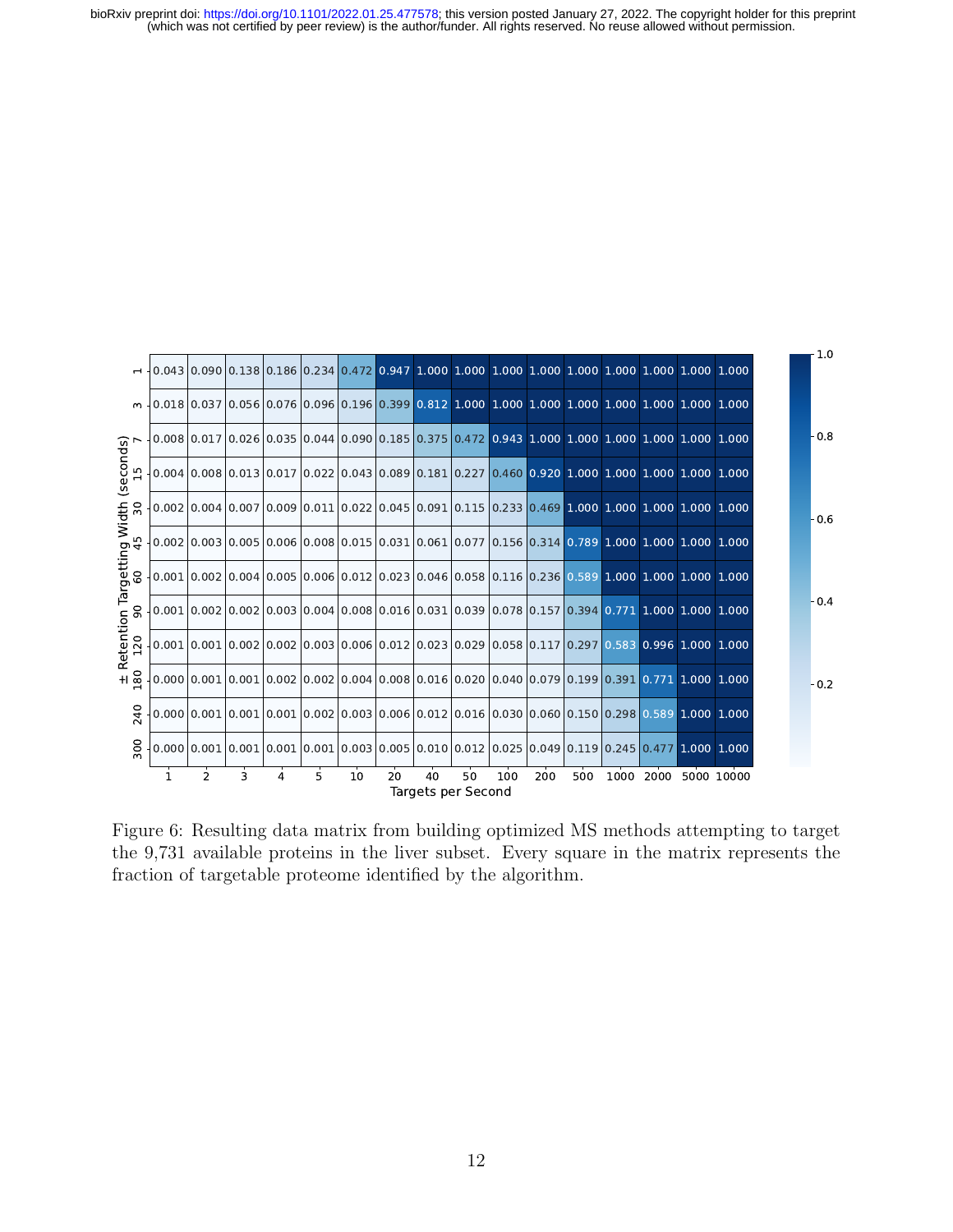| ± Retention Targetting Width (seconds) \ Targets per Second | 1 | 2 | 3 | 4 | 5 | 10 | 20 | 40 | 50 | 100 | 200 | 500 | 1000 | 2000 | 5000 | 10000 |
|---|---|---|---|---|---|---|---|---|---|---|---|---|---|---|---|---|
| 1 | 0.043 | 0.090 | 0.138 | 0.186 | 0.234 | 0.472 | 0.947 | 1.000 | 1.000 | 1.000 | 1.000 | 1.000 | 1.000 | 1.000 | 1.000 | 1.000 |
| 3 | 0.018 | 0.037 | 0.056 | 0.076 | 0.096 | 0.196 | 0.399 | 0.812 | 1.000 | 1.000 | 1.000 | 1.000 | 1.000 | 1.000 | 1.000 | 1.000 |
| 7 | 0.008 | 0.017 | 0.026 | 0.035 | 0.044 | 0.090 | 0.185 | 0.375 | 0.472 | 0.943 | 1.000 | 1.000 | 1.000 | 1.000 | 1.000 | 1.000 |
| 15 | 0.004 | 0.008 | 0.013 | 0.017 | 0.022 | 0.043 | 0.089 | 0.181 | 0.227 | 0.460 | 0.920 | 1.000 | 1.000 | 1.000 | 1.000 | 1.000 |
| 30 | 0.002 | 0.004 | 0.007 | 0.009 | 0.011 | 0.022 | 0.045 | 0.091 | 0.115 | 0.233 | 0.469 | 1.000 | 1.000 | 1.000 | 1.000 | 1.000 |
| 45 | 0.002 | 0.003 | 0.005 | 0.006 | 0.008 | 0.015 | 0.031 | 0.061 | 0.077 | 0.156 | 0.314 | 0.789 | 1.000 | 1.000 | 1.000 | 1.000 |
| 60 | 0.001 | 0.002 | 0.004 | 0.005 | 0.006 | 0.012 | 0.023 | 0.046 | 0.058 | 0.116 | 0.236 | 0.589 | 1.000 | 1.000 | 1.000 | 1.000 |
| 90 | 0.001 | 0.002 | 0.002 | 0.003 | 0.004 | 0.008 | 0.016 | 0.031 | 0.039 | 0.078 | 0.157 | 0.394 | 0.771 | 1.000 | 1.000 | 1.000 |
| 120 | 0.001 | 0.001 | 0.002 | 0.002 | 0.003 | 0.006 | 0.012 | 0.023 | 0.029 | 0.058 | 0.117 | 0.297 | 0.583 | 0.996 | 1.000 | 1.000 |
| 180 | 0.000 | 0.001 | 0.001 | 0.002 | 0.002 | 0.004 | 0.008 | 0.016 | 0.020 | 0.040 | 0.079 | 0.199 | 0.391 | 0.771 | 1.000 | 1.000 |
| 240 | 0.000 | 0.001 | 0.001 | 0.001 | 0.002 | 0.003 | 0.006 | 0.012 | 0.016 | 0.030 | 0.060 | 0.150 | 0.298 | 0.589 | 1.000 | 1.000 |
| 300 | 0.000 | 0.001 | 0.001 | 0.001 | 0.001 | 0.003 | 0.005 | 0.010 | 0.012 | 0.025 | 0.049 | 0.119 | 0.245 | 0.477 | 1.000 | 1.000 |

Figure 6: Resulting data matrix from building optimized MS methods attempting to target the 9,731 available proteins in the liver subset. Every square in the matrix represents the fraction of targetable proteome identified by the algorithm.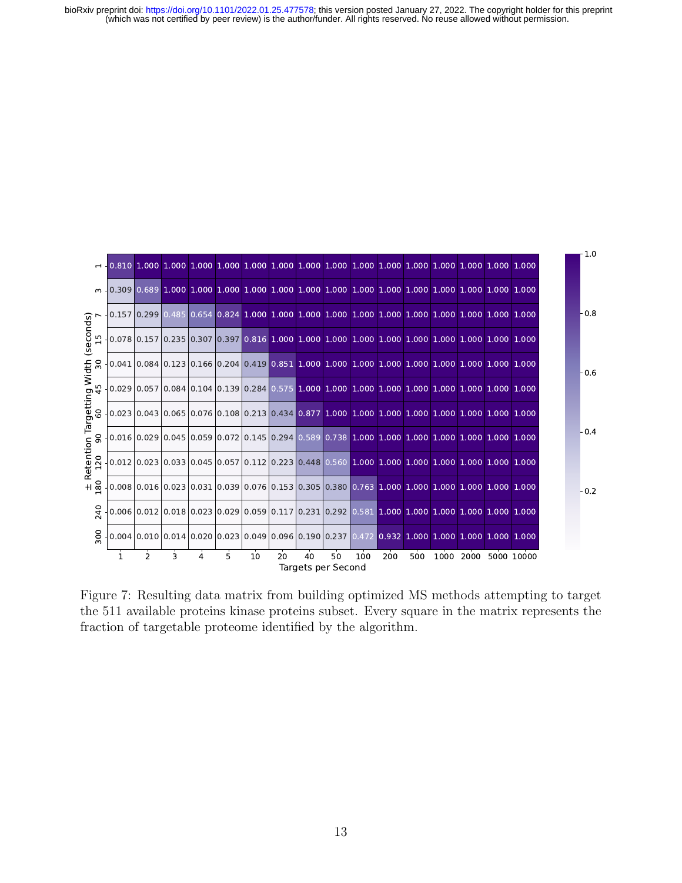| ± Retention Targetting Width (seconds) | 1 | 2 | 3 | 4 | 5 | 10 | 20 | 40 | 50 | 100 | 200 | 500 | 1000 | 2000 | 5000 | 10000 |
|---|---|---|---|---|---|---|---|---|---|---|---|---|---|---|---|---|
| 1 | 0.810 | 1.000 | 1.000 | 1.000 | 1.000 | 1.000 | 1.000 | 1.000 | 1.000 | 1.000 | 1.000 | 1.000 | 1.000 | 1.000 | 1.000 | 1.000 |
| 3 | 0.309 | 0.689 | 1.000 | 1.000 | 1.000 | 1.000 | 1.000 | 1.000 | 1.000 | 1.000 | 1.000 | 1.000 | 1.000 | 1.000 | 1.000 | 1.000 |
| 7 | 0.157 | 0.299 | 0.485 | 0.654 | 0.824 | 1.000 | 1.000 | 1.000 | 1.000 | 1.000 | 1.000 | 1.000 | 1.000 | 1.000 | 1.000 | 1.000 |
| 15 | 0.078 | 0.157 | 0.235 | 0.307 | 0.397 | 0.816 | 1.000 | 1.000 | 1.000 | 1.000 | 1.000 | 1.000 | 1.000 | 1.000 | 1.000 | 1.000 |
| 30 | 0.041 | 0.084 | 0.123 | 0.166 | 0.204 | 0.419 | 0.851 | 1.000 | 1.000 | 1.000 | 1.000 | 1.000 | 1.000 | 1.000 | 1.000 | 1.000 |
| 45 | 0.029 | 0.057 | 0.084 | 0.104 | 0.139 | 0.284 | 0.575 | 1.000 | 1.000 | 1.000 | 1.000 | 1.000 | 1.000 | 1.000 | 1.000 | 1.000 |
| 60 | 0.023 | 0.043 | 0.065 | 0.076 | 0.108 | 0.213 | 0.434 | 0.877 | 1.000 | 1.000 | 1.000 | 1.000 | 1.000 | 1.000 | 1.000 | 1.000 |
| 90 | 0.016 | 0.029 | 0.045 | 0.059 | 0.072 | 0.145 | 0.294 | 0.589 | 0.738 | 1.000 | 1.000 | 1.000 | 1.000 | 1.000 | 1.000 | 1.000 |
| 120 | 0.012 | 0.023 | 0.033 | 0.045 | 0.057 | 0.112 | 0.223 | 0.448 | 0.560 | 1.000 | 1.000 | 1.000 | 1.000 | 1.000 | 1.000 | 1.000 |
| 180 | 0.008 | 0.016 | 0.023 | 0.031 | 0.039 | 0.076 | 0.153 | 0.305 | 0.380 | 0.763 | 1.000 | 1.000 | 1.000 | 1.000 | 1.000 | 1.000 |
| 240 | 0.006 | 0.012 | 0.018 | 0.023 | 0.029 | 0.059 | 0.117 | 0.231 | 0.292 | 0.581 | 1.000 | 1.000 | 1.000 | 1.000 | 1.000 | 1.000 |
| 300 | 0.004 | 0.010 | 0.014 | 0.020 | 0.023 | 0.049 | 0.096 | 0.190 | 0.237 | 0.472 | 0.932 | 1.000 | 1.000 | 1.000 | 1.000 | 1.000 |

Targets per Second

Figure 7: Resulting data matrix from building optimized MS methods attempting to target the 511 available proteins kinase proteins subset. Every square in the matrix represents the fraction of targetable proteome identified by the algorithm.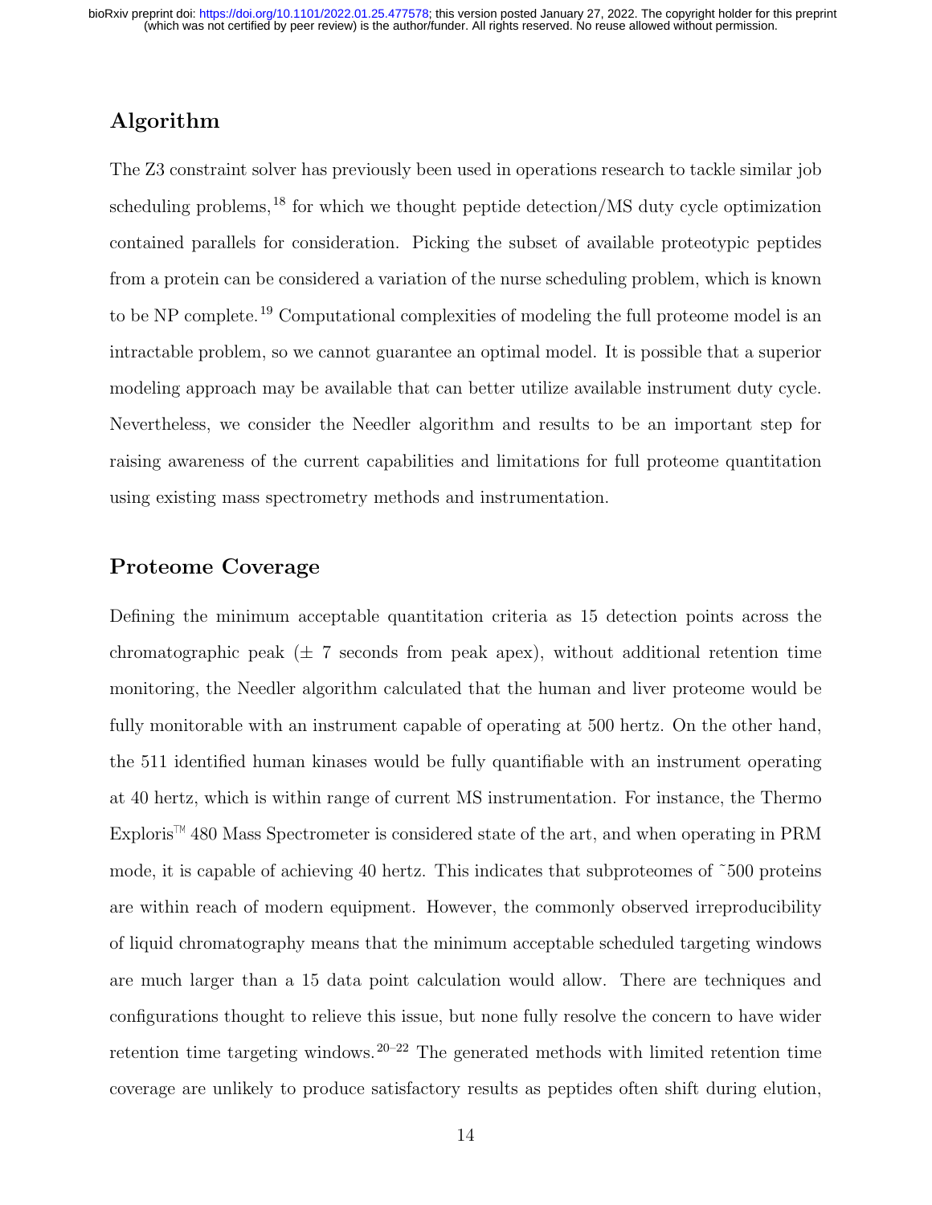## Algorithm

The Z3 constraint solver has previously been used in operations research to tackle similar job scheduling problems,[18] for which we thought peptide detection/MS duty cycle optimization contained parallels for consideration. Picking the subset of available proteotypic peptides from a protein can be considered a variation of the nurse scheduling problem, which is known to be NP complete.[19] Computational complexities of modeling the full proteome model is an intractable problem, so we cannot guarantee an optimal model. It is possible that a superior modeling approach may be available that can better utilize available instrument duty cycle. Nevertheless, we consider the Needler algorithm and results to be an important step for raising awareness of the current capabilities and limitations for full proteome quantitation using existing mass spectrometry methods and instrumentation.

## Proteome Coverage

Defining the minimum acceptable quantitation criteria as 15 detection points across the chromatographic peak (± 7 seconds from peak apex), without additional retention time monitoring, the Needler algorithm calculated that the human and liver proteome would be fully monitorable with an instrument capable of operating at 500 hertz. On the other hand, the 511 identified human kinases would be fully quantifiable with an instrument operating at 40 hertz, which is within range of current MS instrumentation. For instance, the Thermo Exploris™ 480 Mass Spectrometer is considered state of the art, and when operating in PRM mode, it is capable of achieving 40 hertz. This indicates that subproteomes of ~500 proteins are within reach of modern equipment. However, the commonly observed irreproducibility of liquid chromatography means that the minimum acceptable scheduled targeting windows are much larger than a 15 data point calculation would allow. There are techniques and configurations thought to relieve this issue, but none fully resolve the concern to have wider retention time targeting windows.[20–22] The generated methods with limited retention time coverage are unlikely to produce satisfactory results as peptides often shift during elution,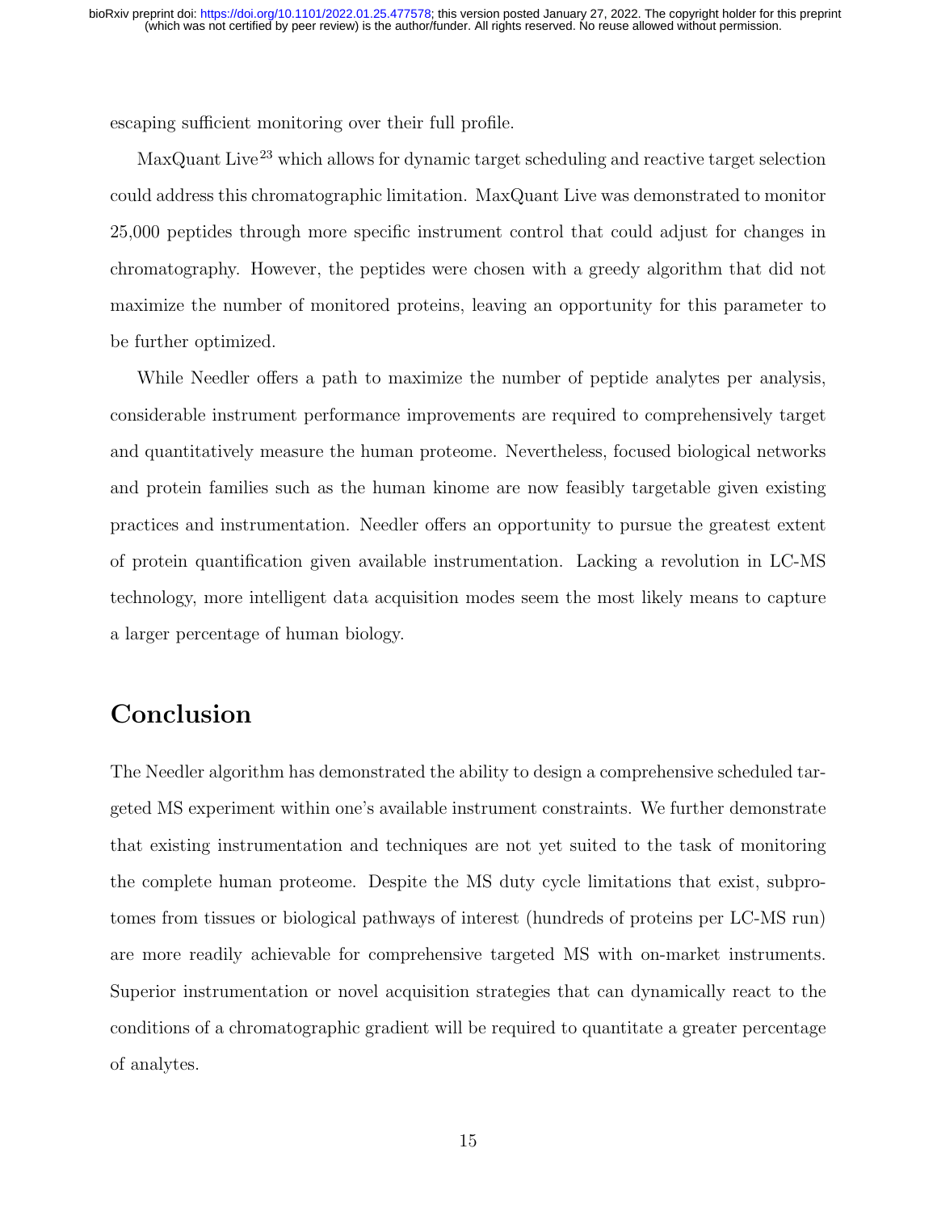escaping sufficient monitoring over their full profile.

MaxQuant Live[23] which allows for dynamic target scheduling and reactive target selection could address this chromatographic limitation. MaxQuant Live was demonstrated to monitor 25,000 peptides through more specific instrument control that could adjust for changes in chromatography. However, the peptides were chosen with a greedy algorithm that did not maximize the number of monitored proteins, leaving an opportunity for this parameter to be further optimized.

While Needler offers a path to maximize the number of peptide analytes per analysis, considerable instrument performance improvements are required to comprehensively target and quantitatively measure the human proteome. Nevertheless, focused biological networks and protein families such as the human kinome are now feasibly targetable given existing practices and instrumentation. Needler offers an opportunity to pursue the greatest extent of protein quantification given available instrumentation. Lacking a revolution in LC-MS technology, more intelligent data acquisition modes seem the most likely means to capture a larger percentage of human biology.

# Conclusion

The Needler algorithm has demonstrated the ability to design a comprehensive scheduled targeted MS experiment within one's available instrument constraints. We further demonstrate that existing instrumentation and techniques are not yet suited to the task of monitoring the complete human proteome. Despite the MS duty cycle limitations that exist, subprotomes from tissues or biological pathways of interest (hundreds of proteins per LC-MS run) are more readily achievable for comprehensive targeted MS with on-market instruments. Superior instrumentation or novel acquisition strategies that can dynamically react to the conditions of a chromatographic gradient will be required to quantitate a greater percentage of analytes.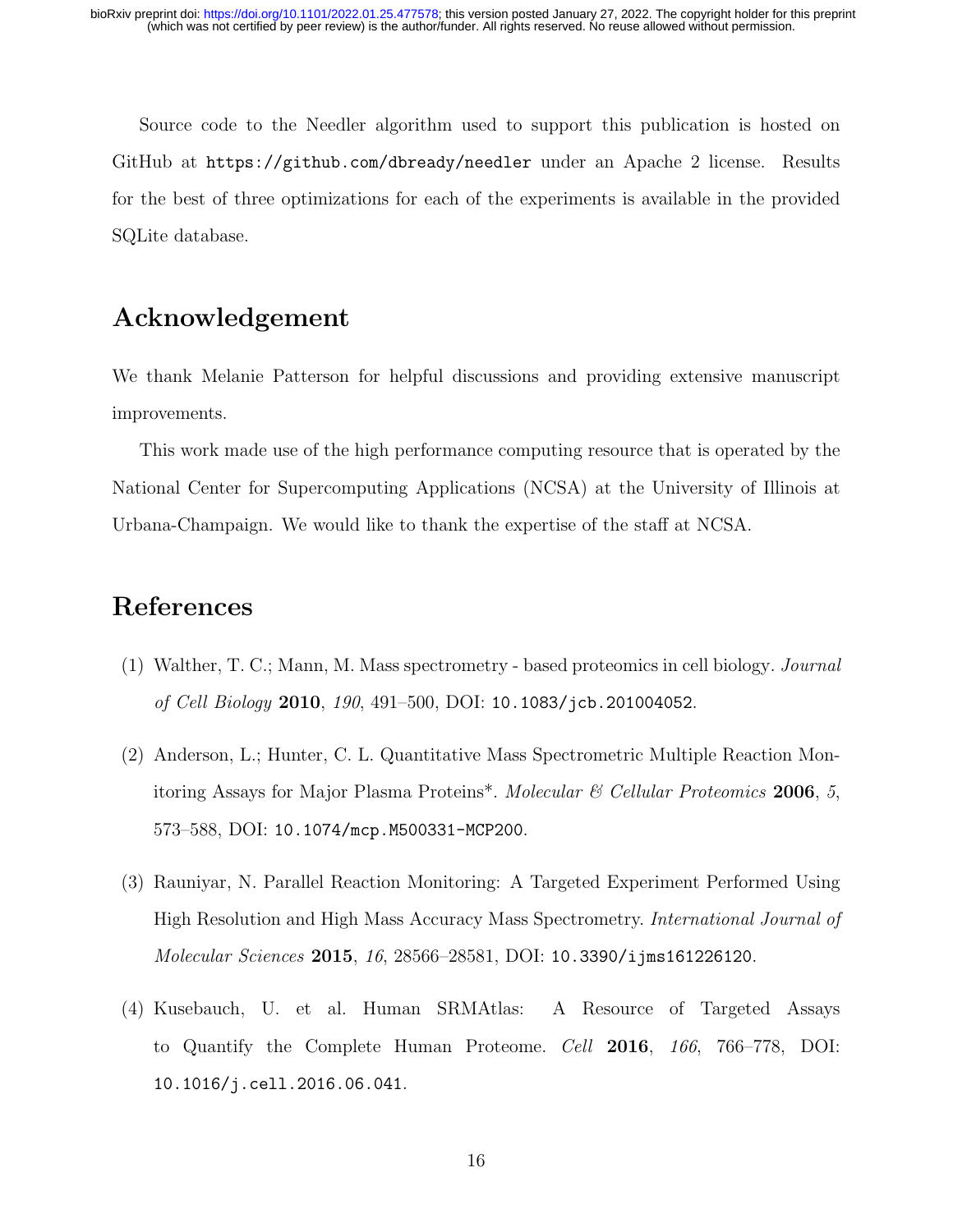Source code to the Needler algorithm used to support this publication is hosted on GitHub at `https://github.com/dbready/needler` under an Apache 2 license. Results for the best of three optimizations for each of the experiments is available in the provided SQLite database.

## Acknowledgement

We thank Melanie Patterson for helpful discussions and providing extensive manuscript improvements.

This work made use of the high performance computing resource that is operated by the National Center for Supercomputing Applications (NCSA) at the University of Illinois at Urbana-Champaign. We would like to thank the expertise of the staff at NCSA.

## References

(1) Walther, T. C.; Mann, M. Mass spectrometry - based proteomics in cell biology. *Journal of Cell Biology* **2010**, *190*, 491–500, DOI: `10.1083/jcb.201004052`.

(2) Anderson, L.; Hunter, C. L. Quantitative Mass Spectrometric Multiple Reaction Monitoring Assays for Major Plasma Proteins*. *Molecular & Cellular Proteomics* **2006**, *5*, 573–588, DOI: `10.1074/mcp.M500331-MCP200`.

(3) Rauniyar, N. Parallel Reaction Monitoring: A Targeted Experiment Performed Using High Resolution and High Mass Accuracy Mass Spectrometry. *International Journal of Molecular Sciences* **2015**, *16*, 28566–28581, DOI: `10.3390/ijms161226120`.

(4) Kusebauch, U. et al. Human SRMAtlas: A Resource of Targeted Assays to Quantify the Complete Human Proteome. *Cell* **2016**, *166*, 766–778, DOI: `10.1016/j.cell.2016.06.041`.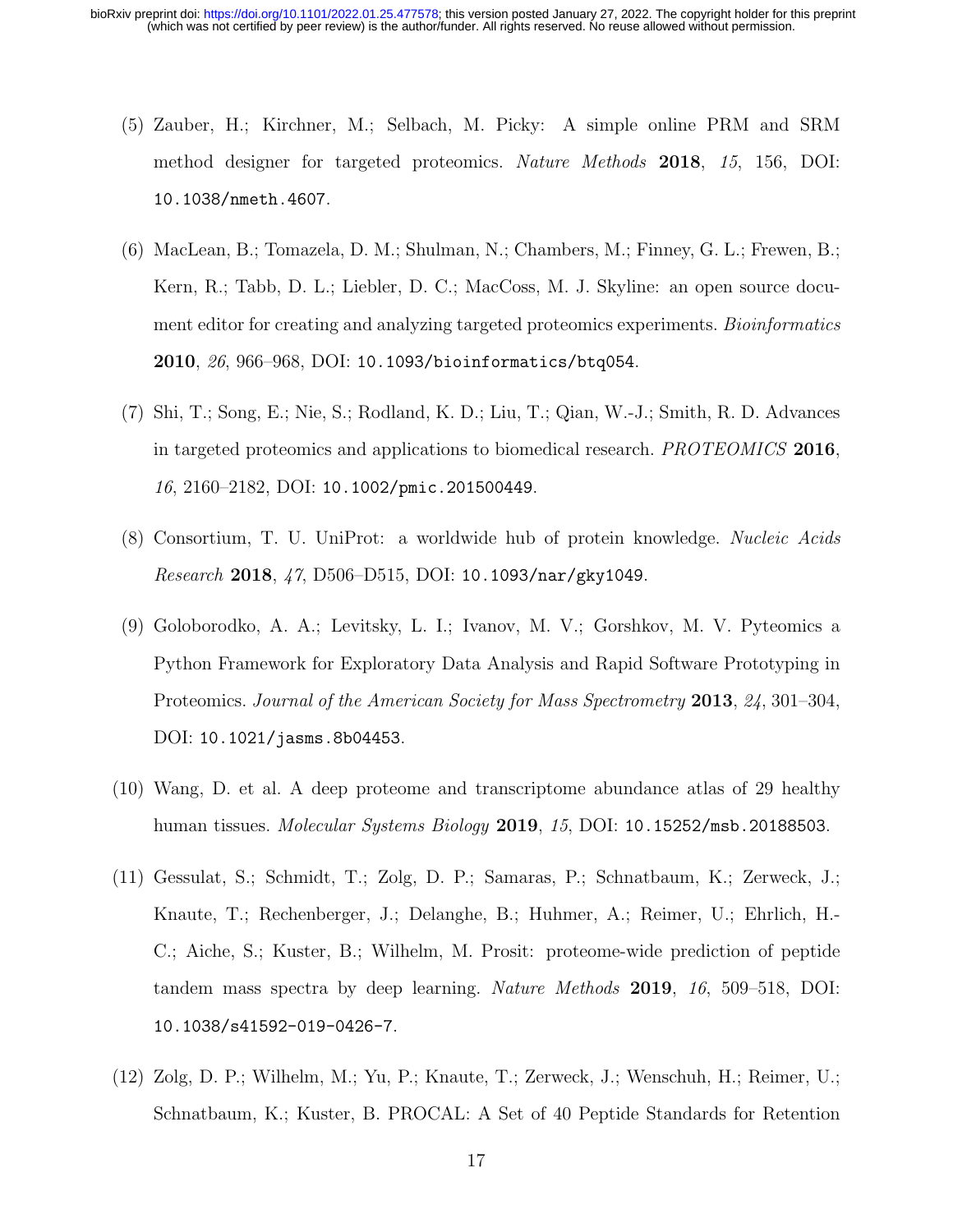(5) Zauber, H.; Kirchner, M.; Selbach, M. Picky: A simple online PRM and SRM method designer for targeted proteomics. *Nature Methods* **2018**, *15*, 156, DOI: 10.1038/nmeth.4607.

(6) MacLean, B.; Tomazela, D. M.; Shulman, N.; Chambers, M.; Finney, G. L.; Frewen, B.; Kern, R.; Tabb, D. L.; Liebler, D. C.; MacCoss, M. J. Skyline: an open source document editor for creating and analyzing targeted proteomics experiments. *Bioinformatics* **2010**, *26*, 966–968, DOI: 10.1093/bioinformatics/btq054.

(7) Shi, T.; Song, E.; Nie, S.; Rodland, K. D.; Liu, T.; Qian, W.-J.; Smith, R. D. Advances in targeted proteomics and applications to biomedical research. *PROTEOMICS* **2016**, *16*, 2160–2182, DOI: 10.1002/pmic.201500449.

(8) Consortium, T. U. UniProt: a worldwide hub of protein knowledge. *Nucleic Acids Research* **2018**, *47*, D506–D515, DOI: 10.1093/nar/gky1049.

(9) Goloborodko, A. A.; Levitsky, L. I.; Ivanov, M. V.; Gorshkov, M. V. Pyteomics a Python Framework for Exploratory Data Analysis and Rapid Software Prototyping in Proteomics. *Journal of the American Society for Mass Spectrometry* **2013**, *24*, 301–304, DOI: 10.1021/jasms.8b04453.

(10) Wang, D. et al. A deep proteome and transcriptome abundance atlas of 29 healthy human tissues. *Molecular Systems Biology* **2019**, *15*, DOI: 10.15252/msb.20188503.

(11) Gessulat, S.; Schmidt, T.; Zolg, D. P.; Samaras, P.; Schnatbaum, K.; Zerweck, J.; Knaute, T.; Rechenberger, J.; Delanghe, B.; Huhmer, A.; Reimer, U.; Ehrlich, H.-C.; Aiche, S.; Kuster, B.; Wilhelm, M. Prosit: proteome-wide prediction of peptide tandem mass spectra by deep learning. *Nature Methods* **2019**, *16*, 509–518, DOI: 10.1038/s41592-019-0426-7.

(12) Zolg, D. P.; Wilhelm, M.; Yu, P.; Knaute, T.; Zerweck, J.; Wenschuh, H.; Reimer, U.; Schnatbaum, K.; Kuster, B. PROCAL: A Set of 40 Peptide Standards for Retention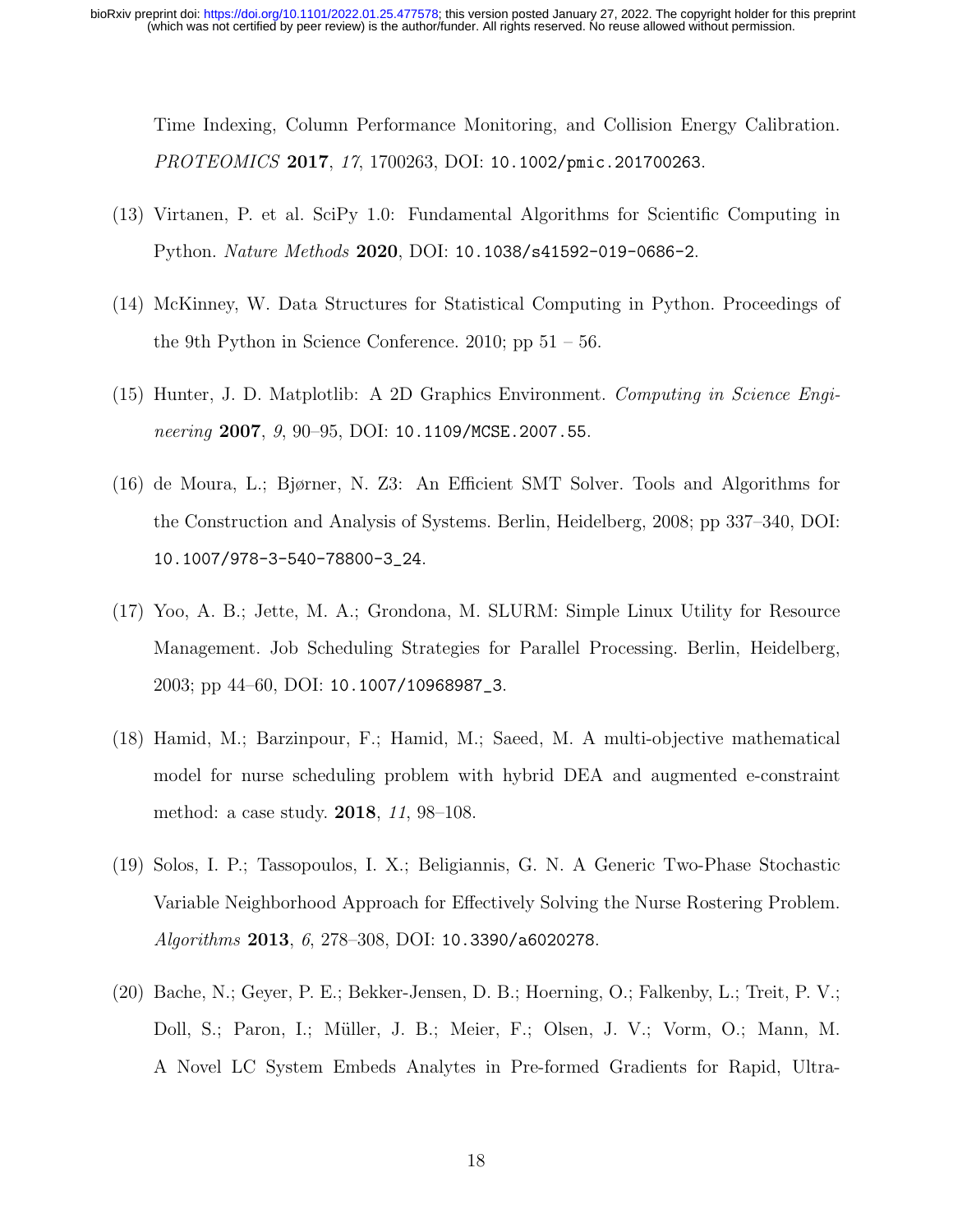Time Indexing, Column Performance Monitoring, and Collision Energy Calibration. *PROTEOMICS* **2017**, *17*, 1700263, DOI: 10.1002/pmic.201700263.

(13) Virtanen, P. et al. SciPy 1.0: Fundamental Algorithms for Scientific Computing in Python. *Nature Methods* **2020**, DOI: 10.1038/s41592-019-0686-2.

(14) McKinney, W. Data Structures for Statistical Computing in Python. Proceedings of the 9th Python in Science Conference. 2010; pp 51 – 56.

(15) Hunter, J. D. Matplotlib: A 2D Graphics Environment. *Computing in Science Engineering* **2007**, *9*, 90–95, DOI: 10.1109/MCSE.2007.55.

(16) de Moura, L.; Bjørner, N. Z3: An Efficient SMT Solver. Tools and Algorithms for the Construction and Analysis of Systems. Berlin, Heidelberg, 2008; pp 337–340, DOI: 10.1007/978-3-540-78800-3_24.

(17) Yoo, A. B.; Jette, M. A.; Grondona, M. SLURM: Simple Linux Utility for Resource Management. Job Scheduling Strategies for Parallel Processing. Berlin, Heidelberg, 2003; pp 44–60, DOI: 10.1007/10968987_3.

(18) Hamid, M.; Barzinpour, F.; Hamid, M.; Saeed, M. A multi-objective mathematical model for nurse scheduling problem with hybrid DEA and augmented e-constraint method: a case study. **2018**, *11*, 98–108.

(19) Solos, I. P.; Tassopoulos, I. X.; Beligiannis, G. N. A Generic Two-Phase Stochastic Variable Neighborhood Approach for Effectively Solving the Nurse Rostering Problem. *Algorithms* **2013**, *6*, 278–308, DOI: 10.3390/a6020278.

(20) Bache, N.; Geyer, P. E.; Bekker-Jensen, D. B.; Hoerning, O.; Falkenby, L.; Treit, P. V.; Doll, S.; Paron, I.; Müller, J. B.; Meier, F.; Olsen, J. V.; Vorm, O.; Mann, M. A Novel LC System Embeds Analytes in Pre-formed Gradients for Rapid, Ultra-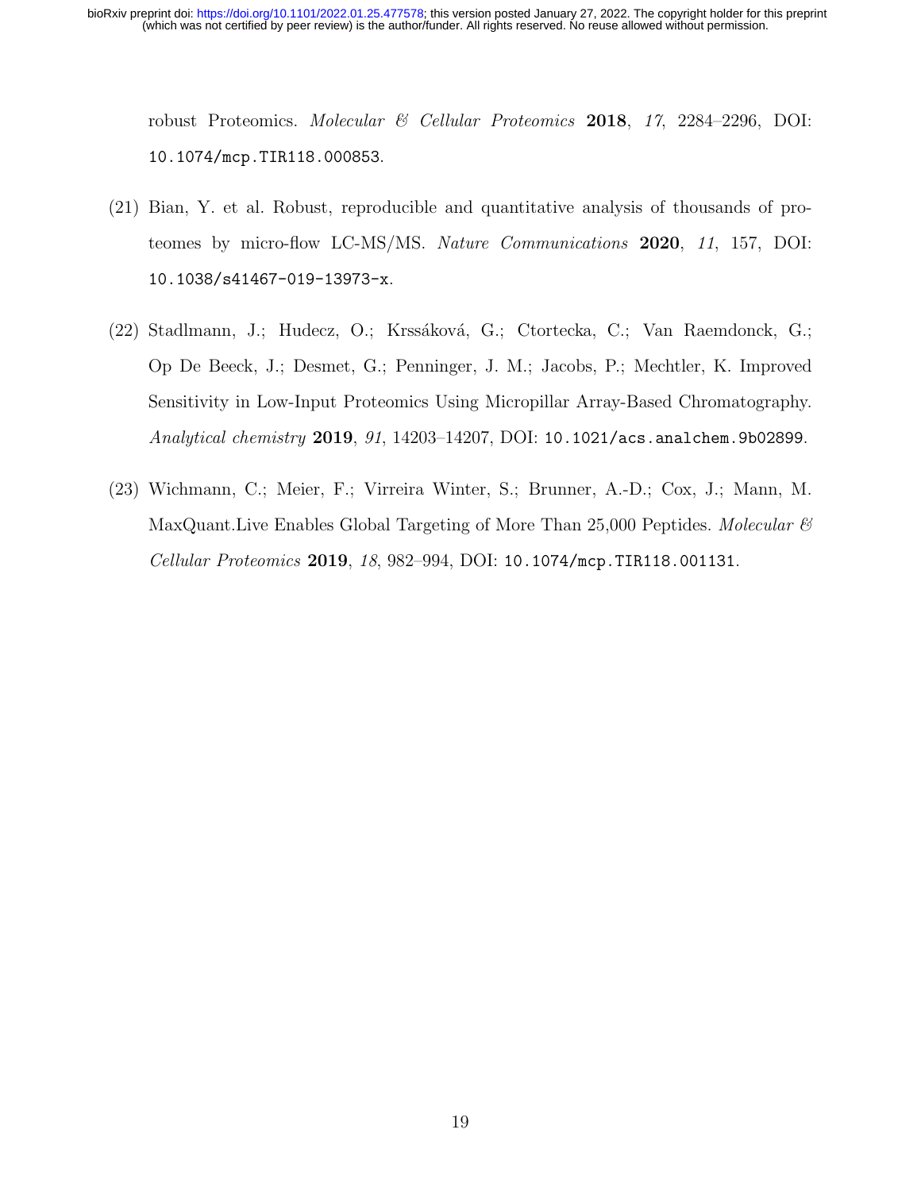robust Proteomics. *Molecular & Cellular Proteomics* **2018**, *17*, 2284–2296, DOI: 10.1074/mcp.TIR118.000853.

(21) Bian, Y. et al. Robust, reproducible and quantitative analysis of thousands of proteomes by micro-flow LC-MS/MS. *Nature Communications* **2020**, *11*, 157, DOI: 10.1038/s41467-019-13973-x.

(22) Stadlmann, J.; Hudecz, O.; Krssáková, G.; Ctortecka, C.; Van Raemdonck, G.; Op De Beeck, J.; Desmet, G.; Penninger, J. M.; Jacobs, P.; Mechtler, K. Improved Sensitivity in Low-Input Proteomics Using Micropillar Array-Based Chromatography. *Analytical chemistry* **2019**, *91*, 14203–14207, DOI: 10.1021/acs.analchem.9b02899.

(23) Wichmann, C.; Meier, F.; Virreira Winter, S.; Brunner, A.-D.; Cox, J.; Mann, M. MaxQuant.Live Enables Global Targeting of More Than 25,000 Peptides. *Molecular & Cellular Proteomics* **2019**, *18*, 982–994, DOI: 10.1074/mcp.TIR118.001131.